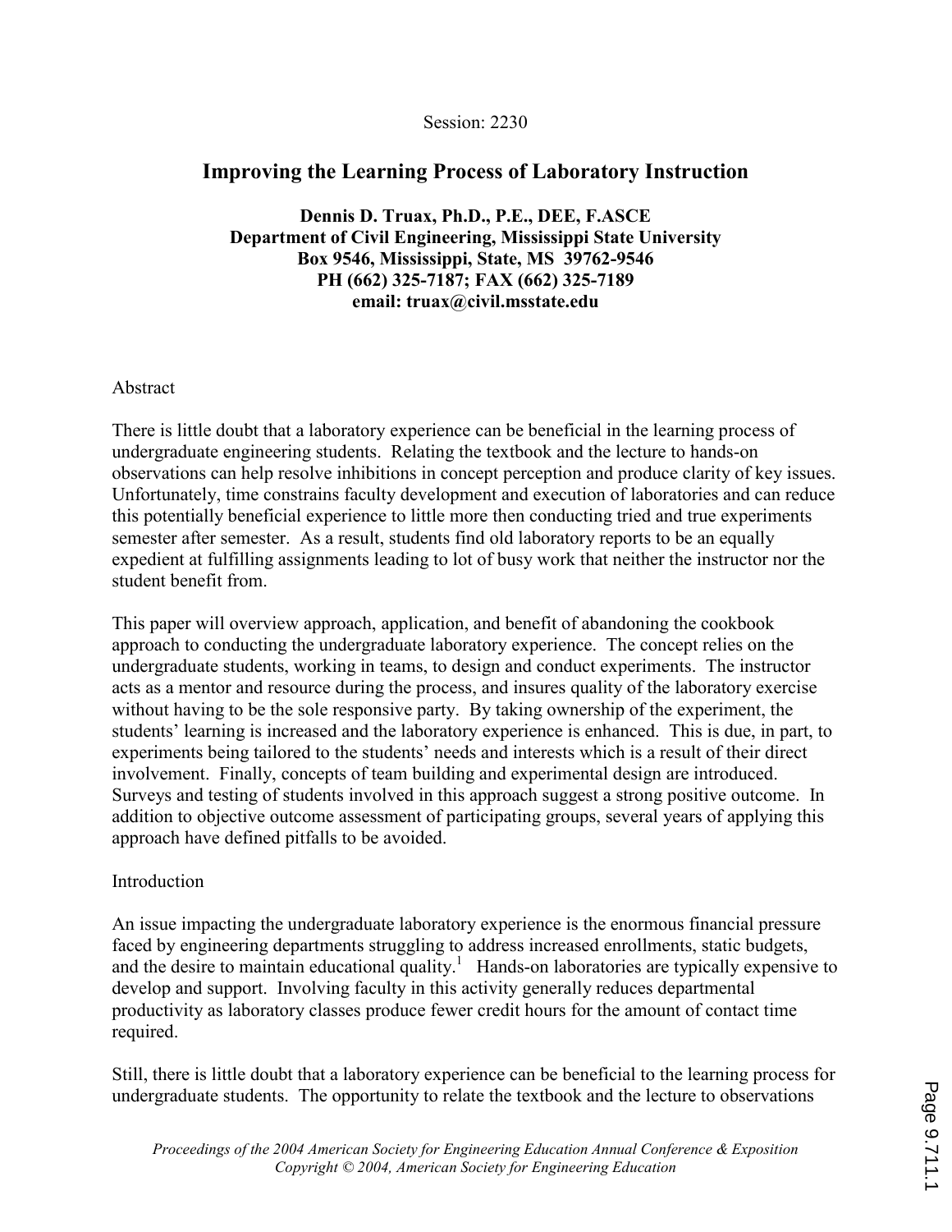Session: 2230

# Improving the Learning Process of Laboratory Instruction

**Dennis D. Truax, Ph.D., P.E., DEE, F.ASCE**
**Department of Civil Engineering, Mississippi State University**
**Box 9546, Mississippi, State, MS 39762-9546**
**PH (662) 325-7187; FAX (662) 325-7189**
**email: truax@civil.msstate.edu**

## Abstract

There is little doubt that a laboratory experience can be beneficial in the learning process of undergraduate engineering students. Relating the textbook and the lecture to hands-on observations can help resolve inhibitions in concept perception and produce clarity of key issues. Unfortunately, time constrains faculty development and execution of laboratories and can reduce this potentially beneficial experience to little more then conducting tried and true experiments semester after semester. As a result, students find old laboratory reports to be an equally expedient at fulfilling assignments leading to lot of busy work that neither the instructor nor the student benefit from.

This paper will overview approach, application, and benefit of abandoning the cookbook approach to conducting the undergraduate laboratory experience. The concept relies on the undergraduate students, working in teams, to design and conduct experiments. The instructor acts as a mentor and resource during the process, and insures quality of the laboratory exercise without having to be the sole responsive party. By taking ownership of the experiment, the students' learning is increased and the laboratory experience is enhanced. This is due, in part, to experiments being tailored to the students' needs and interests which is a result of their direct involvement. Finally, concepts of team building and experimental design are introduced. Surveys and testing of students involved in this approach suggest a strong positive outcome. In addition to objective outcome assessment of participating groups, several years of applying this approach have defined pitfalls to be avoided.

## Introduction

An issue impacting the undergraduate laboratory experience is the enormous financial pressure faced by engineering departments struggling to address increased enrollments, static budgets, and the desire to maintain educational quality.[1] Hands-on laboratories are typically expensive to develop and support. Involving faculty in this activity generally reduces departmental productivity as laboratory classes produce fewer credit hours for the amount of contact time required.

Still, there is little doubt that a laboratory experience can be beneficial to the learning process for undergraduate students. The opportunity to relate the textbook and the lecture to observations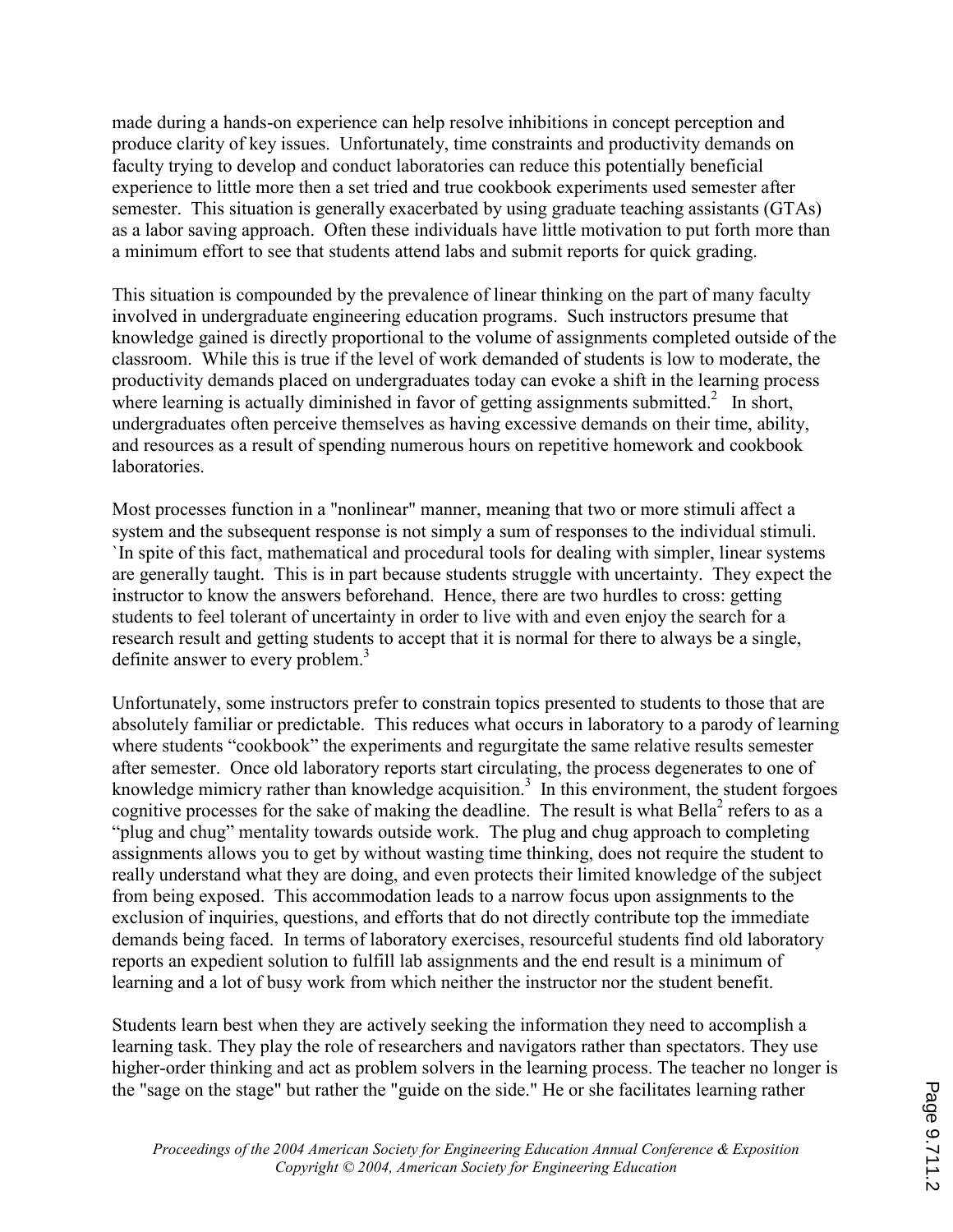made during a hands-on experience can help resolve inhibitions in concept perception and produce clarity of key issues. Unfortunately, time constraints and productivity demands on faculty trying to develop and conduct laboratories can reduce this potentially beneficial experience to little more then a set tried and true cookbook experiments used semester after semester. This situation is generally exacerbated by using graduate teaching assistants (GTAs) as a labor saving approach. Often these individuals have little motivation to put forth more than a minimum effort to see that students attend labs and submit reports for quick grading.

This situation is compounded by the prevalence of linear thinking on the part of many faculty involved in undergraduate engineering education programs. Such instructors presume that knowledge gained is directly proportional to the volume of assignments completed outside of the classroom. While this is true if the level of work demanded of students is low to moderate, the productivity demands placed on undergraduates today can evoke a shift in the learning process where learning is actually diminished in favor of getting assignments submitted.[2] In short, undergraduates often perceive themselves as having excessive demands on their time, ability, and resources as a result of spending numerous hours on repetitive homework and cookbook laboratories.

Most processes function in a "nonlinear" manner, meaning that two or more stimuli affect a system and the subsequent response is not simply a sum of responses to the individual stimuli. `In spite of this fact, mathematical and procedural tools for dealing with simpler, linear systems are generally taught. This is in part because students struggle with uncertainty. They expect the instructor to know the answers beforehand. Hence, there are two hurdles to cross: getting students to feel tolerant of uncertainty in order to live with and even enjoy the search for a research result and getting students to accept that it is normal for there to always be a single, definite answer to every problem.[3]

Unfortunately, some instructors prefer to constrain topics presented to students to those that are absolutely familiar or predictable. This reduces what occurs in laboratory to a parody of learning where students "cookbook" the experiments and regurgitate the same relative results semester after semester. Once old laboratory reports start circulating, the process degenerates to one of knowledge mimicry rather than knowledge acquisition.[3] In this environment, the student forgoes cognitive processes for the sake of making the deadline. The result is what Bella[2] refers to as a "plug and chug" mentality towards outside work. The plug and chug approach to completing assignments allows you to get by without wasting time thinking, does not require the student to really understand what they are doing, and even protects their limited knowledge of the subject from being exposed. This accommodation leads to a narrow focus upon assignments to the exclusion of inquiries, questions, and efforts that do not directly contribute top the immediate demands being faced. In terms of laboratory exercises, resourceful students find old laboratory reports an expedient solution to fulfill lab assignments and the end result is a minimum of learning and a lot of busy work from which neither the instructor nor the student benefit.

Students learn best when they are actively seeking the information they need to accomplish a learning task. They play the role of researchers and navigators rather than spectators. They use higher-order thinking and act as problem solvers in the learning process. The teacher no longer is the "sage on the stage" but rather the "guide on the side." He or she facilitates learning rather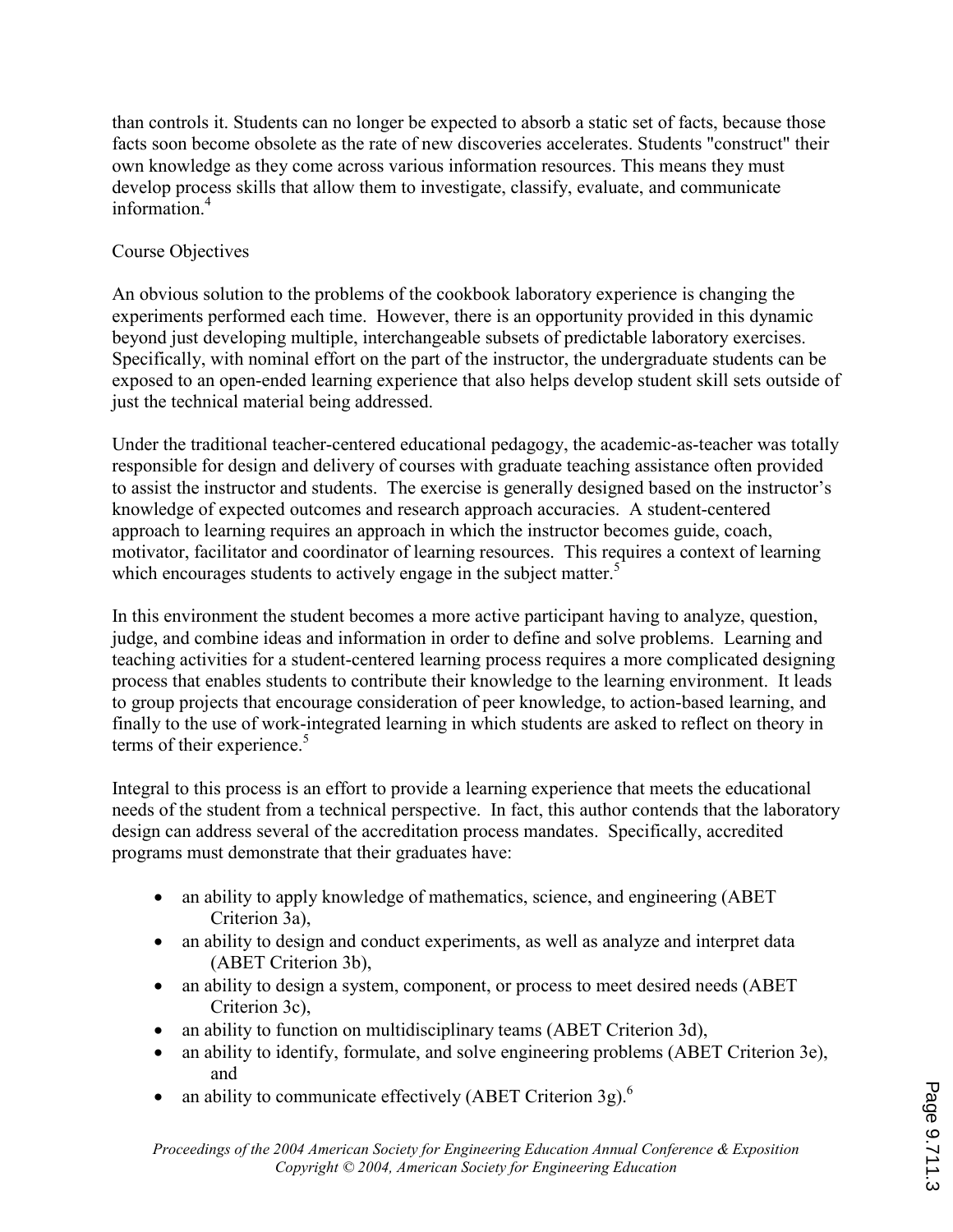than controls it. Students can no longer be expected to absorb a static set of facts, because those facts soon become obsolete as the rate of new discoveries accelerates. Students "construct" their own knowledge as they come across various information resources. This means they must develop process skills that allow them to investigate, classify, evaluate, and communicate information.[4]

## Course Objectives

An obvious solution to the problems of the cookbook laboratory experience is changing the experiments performed each time. However, there is an opportunity provided in this dynamic beyond just developing multiple, interchangeable subsets of predictable laboratory exercises. Specifically, with nominal effort on the part of the instructor, the undergraduate students can be exposed to an open-ended learning experience that also helps develop student skill sets outside of just the technical material being addressed.

Under the traditional teacher-centered educational pedagogy, the academic-as-teacher was totally responsible for design and delivery of courses with graduate teaching assistance often provided to assist the instructor and students. The exercise is generally designed based on the instructor's knowledge of expected outcomes and research approach accuracies. A student-centered approach to learning requires an approach in which the instructor becomes guide, coach, motivator, facilitator and coordinator of learning resources. This requires a context of learning which encourages students to actively engage in the subject matter.[5]

In this environment the student becomes a more active participant having to analyze, question, judge, and combine ideas and information in order to define and solve problems. Learning and teaching activities for a student-centered learning process requires a more complicated designing process that enables students to contribute their knowledge to the learning environment. It leads to group projects that encourage consideration of peer knowledge, to action-based learning, and finally to the use of work-integrated learning in which students are asked to reflect on theory in terms of their experience.[5]

Integral to this process is an effort to provide a learning experience that meets the educational needs of the student from a technical perspective. In fact, this author contends that the laboratory design can address several of the accreditation process mandates. Specifically, accredited programs must demonstrate that their graduates have:

- an ability to apply knowledge of mathematics, science, and engineering (ABET Criterion 3a),
- an ability to design and conduct experiments, as well as analyze and interpret data (ABET Criterion 3b),
- an ability to design a system, component, or process to meet desired needs (ABET Criterion 3c),
- an ability to function on multidisciplinary teams (ABET Criterion 3d),
- an ability to identify, formulate, and solve engineering problems (ABET Criterion 3e), and
- an ability to communicate effectively (ABET Criterion 3g).[6]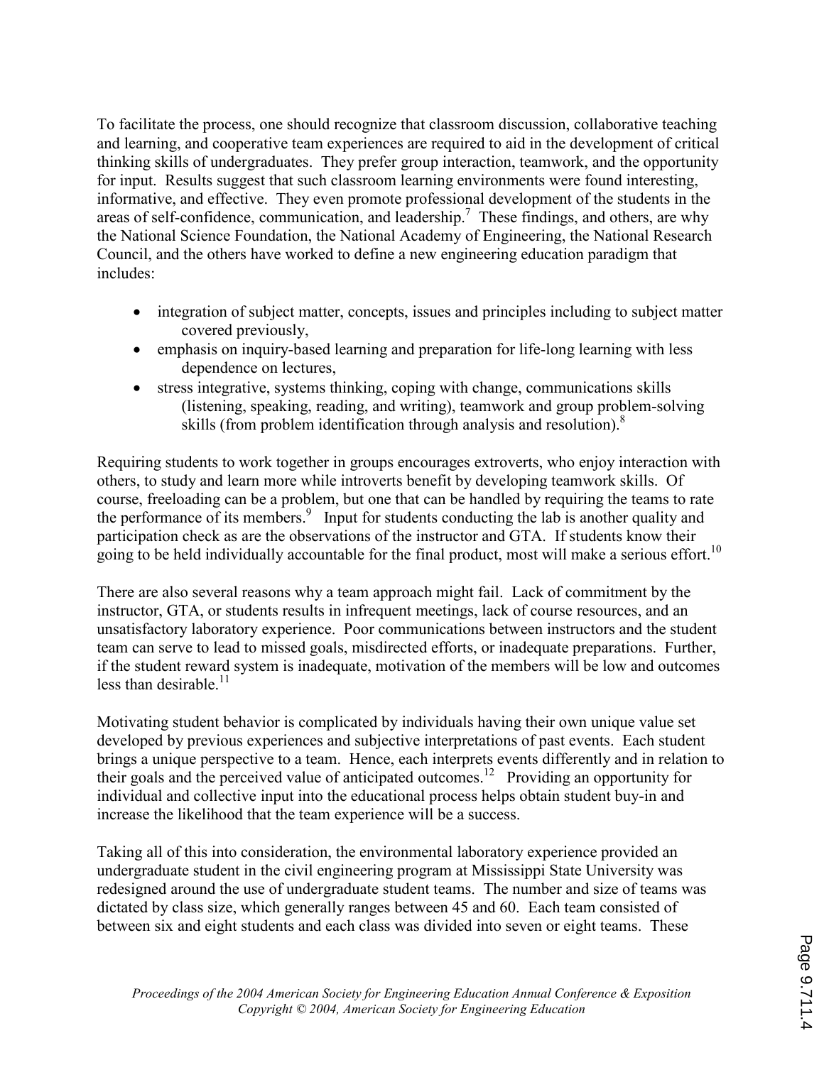To facilitate the process, one should recognize that classroom discussion, collaborative teaching and learning, and cooperative team experiences are required to aid in the development of critical thinking skills of undergraduates. They prefer group interaction, teamwork, and the opportunity for input. Results suggest that such classroom learning environments were found interesting, informative, and effective. They even promote professional development of the students in the areas of self-confidence, communication, and leadership.[7] These findings, and others, are why the National Science Foundation, the National Academy of Engineering, the National Research Council, and the others have worked to define a new engineering education paradigm that includes:

- integration of subject matter, concepts, issues and principles including to subject matter covered previously,
- emphasis on inquiry-based learning and preparation for life-long learning with less dependence on lectures,
- stress integrative, systems thinking, coping with change, communications skills (listening, speaking, reading, and writing), teamwork and group problem-solving skills (from problem identification through analysis and resolution).[8]

Requiring students to work together in groups encourages extroverts, who enjoy interaction with others, to study and learn more while introverts benefit by developing teamwork skills. Of course, freeloading can be a problem, but one that can be handled by requiring the teams to rate the performance of its members.[9] Input for students conducting the lab is another quality and participation check as are the observations of the instructor and GTA. If students know their going to be held individually accountable for the final product, most will make a serious effort.[10]

There are also several reasons why a team approach might fail. Lack of commitment by the instructor, GTA, or students results in infrequent meetings, lack of course resources, and an unsatisfactory laboratory experience. Poor communications between instructors and the student team can serve to lead to missed goals, misdirected efforts, or inadequate preparations. Further, if the student reward system is inadequate, motivation of the members will be low and outcomes less than desirable.[11]

Motivating student behavior is complicated by individuals having their own unique value set developed by previous experiences and subjective interpretations of past events. Each student brings a unique perspective to a team. Hence, each interprets events differently and in relation to their goals and the perceived value of anticipated outcomes.[12] Providing an opportunity for individual and collective input into the educational process helps obtain student buy-in and increase the likelihood that the team experience will be a success.

Taking all of this into consideration, the environmental laboratory experience provided an undergraduate student in the civil engineering program at Mississippi State University was redesigned around the use of undergraduate student teams. The number and size of teams was dictated by class size, which generally ranges between 45 and 60. Each team consisted of between six and eight students and each class was divided into seven or eight teams. These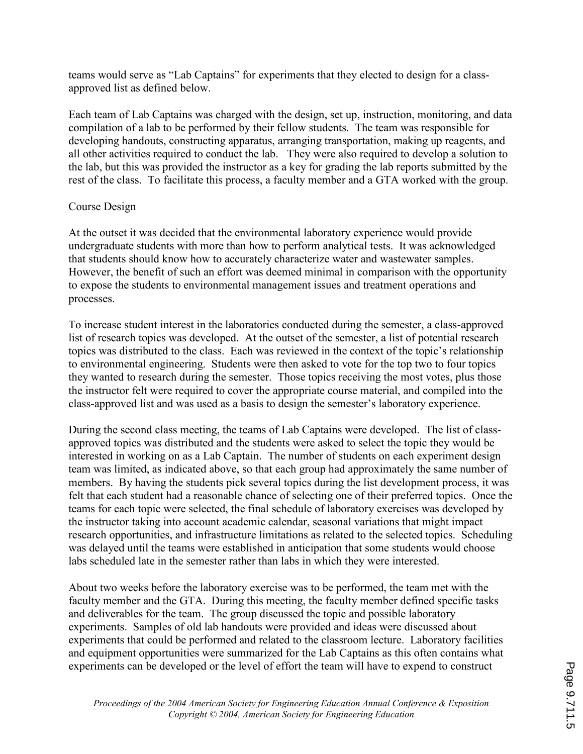teams would serve as "Lab Captains" for experiments that they elected to design for a class-approved list as defined below.

Each team of Lab Captains was charged with the design, set up, instruction, monitoring, and data compilation of a lab to be performed by their fellow students. The team was responsible for developing handouts, constructing apparatus, arranging transportation, making up reagents, and all other activities required to conduct the lab. They were also required to develop a solution to the lab, but this was provided the instructor as a key for grading the lab reports submitted by the rest of the class. To facilitate this process, a faculty member and a GTA worked with the group.

## Course Design

At the outset it was decided that the environmental laboratory experience would provide undergraduate students with more than how to perform analytical tests. It was acknowledged that students should know how to accurately characterize water and wastewater samples. However, the benefit of such an effort was deemed minimal in comparison with the opportunity to expose the students to environmental management issues and treatment operations and processes.

To increase student interest in the laboratories conducted during the semester, a class-approved list of research topics was developed. At the outset of the semester, a list of potential research topics was distributed to the class. Each was reviewed in the context of the topic's relationship to environmental engineering. Students were then asked to vote for the top two to four topics they wanted to research during the semester. Those topics receiving the most votes, plus those the instructor felt were required to cover the appropriate course material, and compiled into the class-approved list and was used as a basis to design the semester's laboratory experience.

During the second class meeting, the teams of Lab Captains were developed. The list of class-approved topics was distributed and the students were asked to select the topic they would be interested in working on as a Lab Captain. The number of students on each experiment design team was limited, as indicated above, so that each group had approximately the same number of members. By having the students pick several topics during the list development process, it was felt that each student had a reasonable chance of selecting one of their preferred topics. Once the teams for each topic were selected, the final schedule of laboratory exercises was developed by the instructor taking into account academic calendar, seasonal variations that might impact research opportunities, and infrastructure limitations as related to the selected topics. Scheduling was delayed until the teams were established in anticipation that some students would choose labs scheduled late in the semester rather than labs in which they were interested.

About two weeks before the laboratory exercise was to be performed, the team met with the faculty member and the GTA. During this meeting, the faculty member defined specific tasks and deliverables for the team. The group discussed the topic and possible laboratory experiments. Samples of old lab handouts were provided and ideas were discussed about experiments that could be performed and related to the classroom lecture. Laboratory facilities and equipment opportunities were summarized for the Lab Captains as this often contains what experiments can be developed or the level of effort the team will have to expend to construct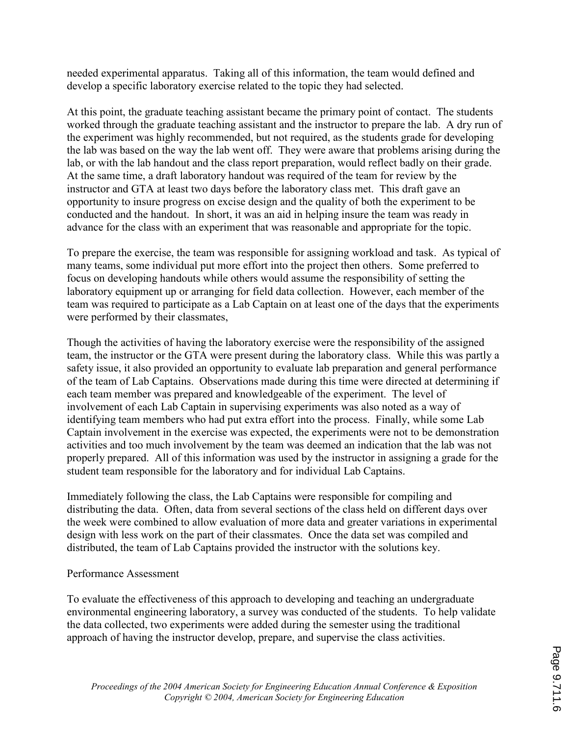needed experimental apparatus. Taking all of this information, the team would defined and develop a specific laboratory exercise related to the topic they had selected.

At this point, the graduate teaching assistant became the primary point of contact. The students worked through the graduate teaching assistant and the instructor to prepare the lab. A dry run of the experiment was highly recommended, but not required, as the students grade for developing the lab was based on the way the lab went off. They were aware that problems arising during the lab, or with the lab handout and the class report preparation, would reflect badly on their grade. At the same time, a draft laboratory handout was required of the team for review by the instructor and GTA at least two days before the laboratory class met. This draft gave an opportunity to insure progress on excise design and the quality of both the experiment to be conducted and the handout. In short, it was an aid in helping insure the team was ready in advance for the class with an experiment that was reasonable and appropriate for the topic.

To prepare the exercise, the team was responsible for assigning workload and task. As typical of many teams, some individual put more effort into the project then others. Some preferred to focus on developing handouts while others would assume the responsibility of setting the laboratory equipment up or arranging for field data collection. However, each member of the team was required to participate as a Lab Captain on at least one of the days that the experiments were performed by their classmates,

Though the activities of having the laboratory exercise were the responsibility of the assigned team, the instructor or the GTA were present during the laboratory class. While this was partly a safety issue, it also provided an opportunity to evaluate lab preparation and general performance of the team of Lab Captains. Observations made during this time were directed at determining if each team member was prepared and knowledgeable of the experiment. The level of involvement of each Lab Captain in supervising experiments was also noted as a way of identifying team members who had put extra effort into the process. Finally, while some Lab Captain involvement in the exercise was expected, the experiments were not to be demonstration activities and too much involvement by the team was deemed an indication that the lab was not properly prepared. All of this information was used by the instructor in assigning a grade for the student team responsible for the laboratory and for individual Lab Captains.

Immediately following the class, the Lab Captains were responsible for compiling and distributing the data. Often, data from several sections of the class held on different days over the week were combined to allow evaluation of more data and greater variations in experimental design with less work on the part of their classmates. Once the data set was compiled and distributed, the team of Lab Captains provided the instructor with the solutions key.

## Performance Assessment

To evaluate the effectiveness of this approach to developing and teaching an undergraduate environmental engineering laboratory, a survey was conducted of the students. To help validate the data collected, two experiments were added during the semester using the traditional approach of having the instructor develop, prepare, and supervise the class activities.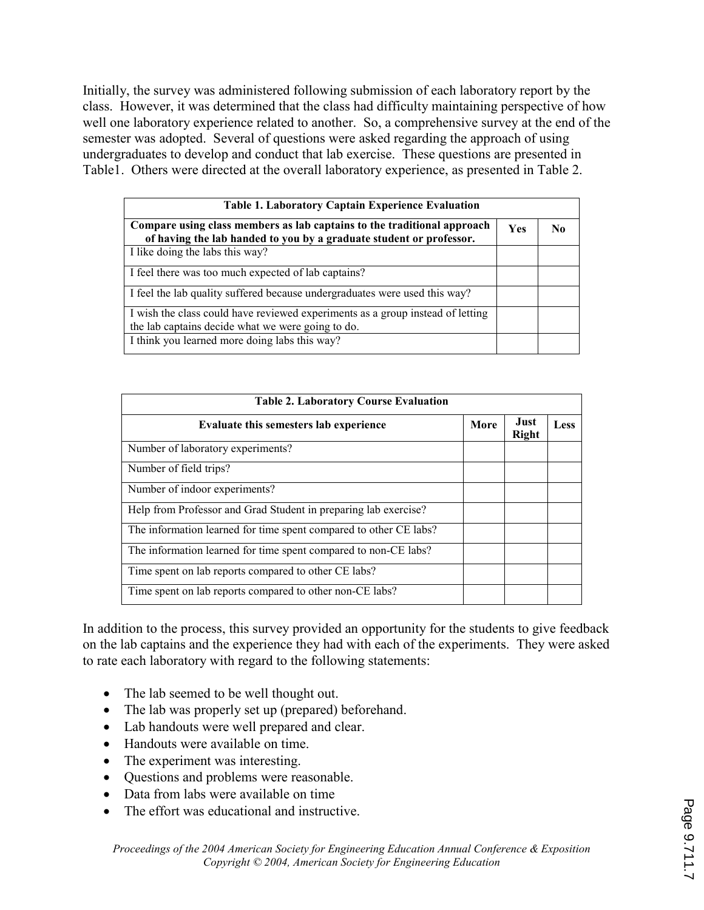Initially, the survey was administered following submission of each laboratory report by the class. However, it was determined that the class had difficulty maintaining perspective of how well one laboratory experience related to another. So, a comprehensive survey at the end of the semester was adopted. Several of questions were asked regarding the approach of using undergraduates to develop and conduct that lab exercise. These questions are presented in Table1. Others were directed at the overall laboratory experience, as presented in Table 2.

**Table 1. Laboratory Captain Experience Evaluation**

| Compare using class members as lab captains to the traditional approach of having the lab handed to you by a graduate student or professor. | Yes | No |
|---|---|---|
| I like doing the labs this way? | | |
| I feel there was too much expected of lab captains? | | |
| I feel the lab quality suffered because undergraduates were used this way? | | |
| I wish the class could have reviewed experiments as a group instead of letting the lab captains decide what we were going to do. | | |
| I think you learned more doing labs this way? | | |

**Table 2. Laboratory Course Evaluation**

| Evaluate this semesters lab experience | More | Just Right | Less |
|---|---|---|---|
| Number of laboratory experiments? | | | |
| Number of field trips? | | | |
| Number of indoor experiments? | | | |
| Help from Professor and Grad Student in preparing lab exercise? | | | |
| The information learned for time spent compared to other CE labs? | | | |
| The information learned for time spent compared to non-CE labs? | | | |
| Time spent on lab reports compared to other CE labs? | | | |
| Time spent on lab reports compared to other non-CE labs? | | | |

In addition to the process, this survey provided an opportunity for the students to give feedback on the lab captains and the experience they had with each of the experiments. They were asked to rate each laboratory with regard to the following statements:

- The lab seemed to be well thought out.
- The lab was properly set up (prepared) beforehand.
- Lab handouts were well prepared and clear.
- Handouts were available on time.
- The experiment was interesting.
- Questions and problems were reasonable.
- Data from labs were available on time
- The effort was educational and instructive.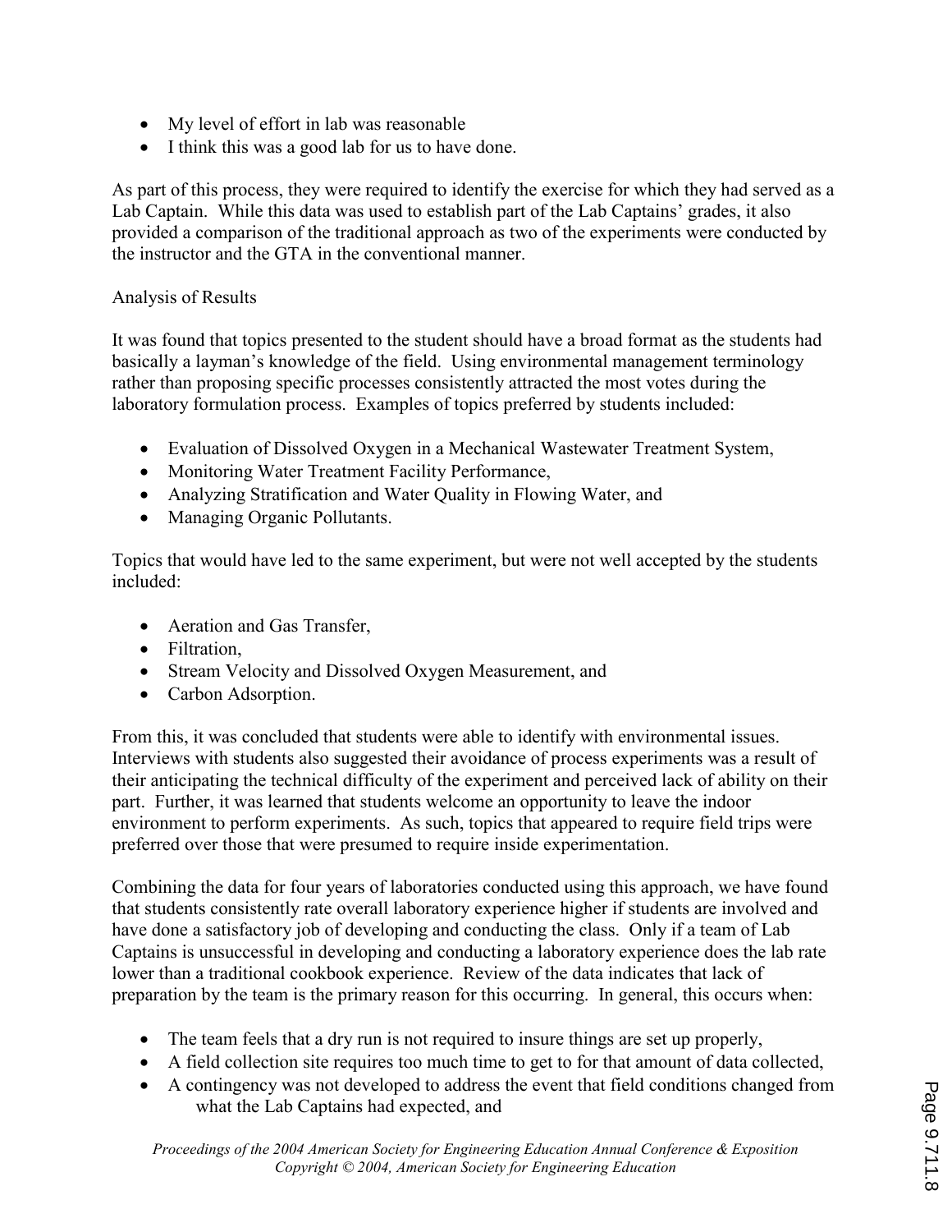- My level of effort in lab was reasonable
- I think this was a good lab for us to have done.

As part of this process, they were required to identify the exercise for which they had served as a Lab Captain. While this data was used to establish part of the Lab Captains' grades, it also provided a comparison of the traditional approach as two of the experiments were conducted by the instructor and the GTA in the conventional manner.

## Analysis of Results

It was found that topics presented to the student should have a broad format as the students had basically a layman's knowledge of the field. Using environmental management terminology rather than proposing specific processes consistently attracted the most votes during the laboratory formulation process. Examples of topics preferred by students included:

- Evaluation of Dissolved Oxygen in a Mechanical Wastewater Treatment System,
- Monitoring Water Treatment Facility Performance,
- Analyzing Stratification and Water Quality in Flowing Water, and
- Managing Organic Pollutants.

Topics that would have led to the same experiment, but were not well accepted by the students included:

- Aeration and Gas Transfer,
- Filtration,
- Stream Velocity and Dissolved Oxygen Measurement, and
- Carbon Adsorption.

From this, it was concluded that students were able to identify with environmental issues. Interviews with students also suggested their avoidance of process experiments was a result of their anticipating the technical difficulty of the experiment and perceived lack of ability on their part. Further, it was learned that students welcome an opportunity to leave the indoor environment to perform experiments. As such, topics that appeared to require field trips were preferred over those that were presumed to require inside experimentation.

Combining the data for four years of laboratories conducted using this approach, we have found that students consistently rate overall laboratory experience higher if students are involved and have done a satisfactory job of developing and conducting the class. Only if a team of Lab Captains is unsuccessful in developing and conducting a laboratory experience does the lab rate lower than a traditional cookbook experience. Review of the data indicates that lack of preparation by the team is the primary reason for this occurring. In general, this occurs when:

- The team feels that a dry run is not required to insure things are set up properly,
- A field collection site requires too much time to get to for that amount of data collected,
- A contingency was not developed to address the event that field conditions changed from what the Lab Captains had expected, and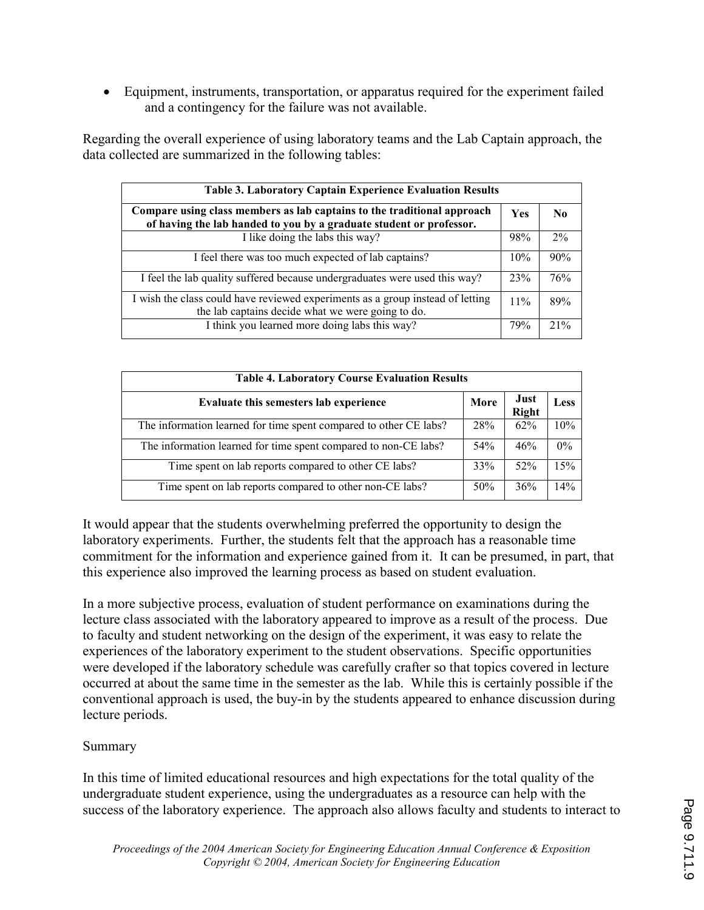- Equipment, instruments, transportation, or apparatus required for the experiment failed and a contingency for the failure was not available.

Regarding the overall experience of using laboratory teams and the Lab Captain approach, the data collected are summarized in the following tables:

| **Table 3. Laboratory Captain Experience Evaluation Results** | | |
|---|---|---|
| **Compare using class members as lab captains to the traditional approach of having the lab handed to you by a graduate student or professor.** | **Yes** | **No** |
| I like doing the labs this way? | 98% | 2% |
| I feel there was too much expected of lab captains? | 10% | 90% |
| I feel the lab quality suffered because undergraduates were used this way? | 23% | 76% |
| I wish the class could have reviewed experiments as a group instead of letting the lab captains decide what we were going to do. | 11% | 89% |
| I think you learned more doing labs this way? | 79% | 21% |

| **Table 4. Laboratory Course Evaluation Results** | | | |
|---|---|---|---|
| **Evaluate this semesters lab experience** | **More** | **Just Right** | **Less** |
| The information learned for time spent compared to other CE labs? | 28% | 62% | 10% |
| The information learned for time spent compared to non-CE labs? | 54% | 46% | 0% |
| Time spent on lab reports compared to other CE labs? | 33% | 52% | 15% |
| Time spent on lab reports compared to other non-CE labs? | 50% | 36% | 14% |

It would appear that the students overwhelming preferred the opportunity to design the laboratory experiments. Further, the students felt that the approach has a reasonable time commitment for the information and experience gained from it. It can be presumed, in part, that this experience also improved the learning process as based on student evaluation.

In a more subjective process, evaluation of student performance on examinations during the lecture class associated with the laboratory appeared to improve as a result of the process. Due to faculty and student networking on the design of the experiment, it was easy to relate the experiences of the laboratory experiment to the student observations. Specific opportunities were developed if the laboratory schedule was carefully crafter so that topics covered in lecture occurred at about the same time in the semester as the lab. While this is certainly possible if the conventional approach is used, the buy-in by the students appeared to enhance discussion during lecture periods.

Summary

In this time of limited educational resources and high expectations for the total quality of the undergraduate student experience, using the undergraduates as a resource can help with the success of the laboratory experience. The approach also allows faculty and students to interact to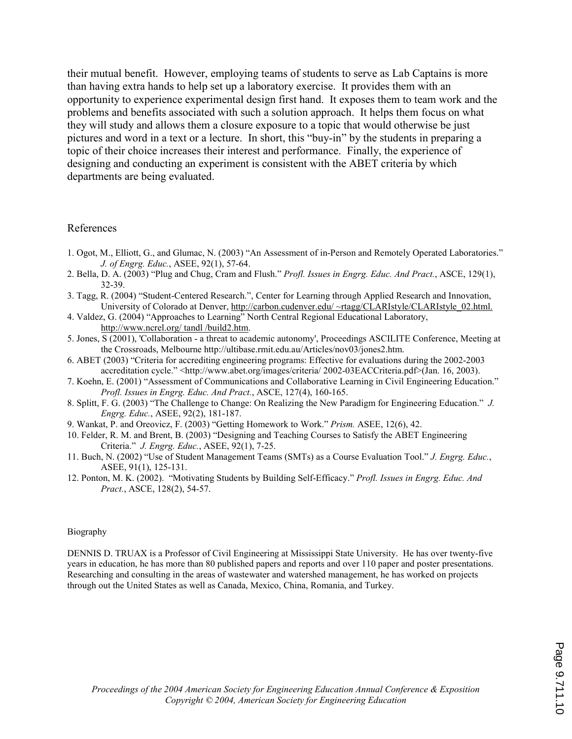their mutual benefit. However, employing teams of students to serve as Lab Captains is more than having extra hands to help set up a laboratory exercise. It provides them with an opportunity to experience experimental design first hand. It exposes them to team work and the problems and benefits associated with such a solution approach. It helps them focus on what they will study and allows them a closure exposure to a topic that would otherwise be just pictures and word in a text or a lecture. In short, this "buy-in" by the students in preparing a topic of their choice increases their interest and performance. Finally, the experience of designing and conducting an experiment is consistent with the ABET criteria by which departments are being evaluated.

## References

1. Ogot, M., Elliott, G., and Glumac, N. (2003) "An Assessment of in-Person and Remotely Operated Laboratories." *J. of Engrg. Educ.*, ASEE, 92(1), 57-64.
2. Bella, D. A. (2003) "Plug and Chug, Cram and Flush." *Profl. Issues in Engrg. Educ. And Pract.*, ASCE, 129(1), 32-39.
3. Tagg, R. (2004) "Student-Centered Research.", Center for Learning through Applied Research and Innovation, University of Colorado at Denver, http://carbon.cudenver.edu/ ~rtagg/CLARIstyle/CLARIstyle_02.html.
4. Valdez, G. (2004) "Approaches to Learning" North Central Regional Educational Laboratory, http://www.ncrel.org/ tandl /build2.htm.
5. Jones, S (2001), 'Collaboration - a threat to academic autonomy', Proceedings ASCILITE Conference, Meeting at the Crossroads, Melbourne http://ultibase.rmit.edu.au/Articles/nov03/jones2.htm.
6. ABET (2003) "Criteria for accrediting engineering programs: Effective for evaluations during the 2002-2003 accreditation cycle." <http://www.abet.org/images/criteria/ 2002-03EACCriteria.pdf>(Jan. 16, 2003).
7. Koehn, E. (2001) "Assessment of Communications and Collaborative Learning in Civil Engineering Education." *Profl. Issues in Engrg. Educ. And Pract.*, ASCE, 127(4), 160-165.
8. Splitt, F. G. (2003) "The Challenge to Change: On Realizing the New Paradigm for Engineering Education." *J. Engrg. Educ.*, ASEE, 92(2), 181-187.
9. Wankat, P. and Oreovicz, F. (2003) "Getting Homework to Work." *Prism.* ASEE, 12(6), 42.
10. Felder, R. M. and Brent, B. (2003) "Designing and Teaching Courses to Satisfy the ABET Engineering Criteria." *J. Engrg. Educ.*, ASEE, 92(1), 7-25.
11. Buch, N. (2002) "Use of Student Management Teams (SMTs) as a Course Evaluation Tool." *J. Engrg. Educ.*, ASEE, 91(1), 125-131.
12. Ponton, M. K. (2002). "Motivating Students by Building Self-Efficacy." *Profl. Issues in Engrg. Educ. And Pract.*, ASCE, 128(2), 54-57.

## Biography

DENNIS D. TRUAX is a Professor of Civil Engineering at Mississippi State University. He has over twenty-five years in education, he has more than 80 published papers and reports and over 110 paper and poster presentations. Researching and consulting in the areas of wastewater and watershed management, he has worked on projects through out the United States as well as Canada, Mexico, China, Romania, and Turkey.